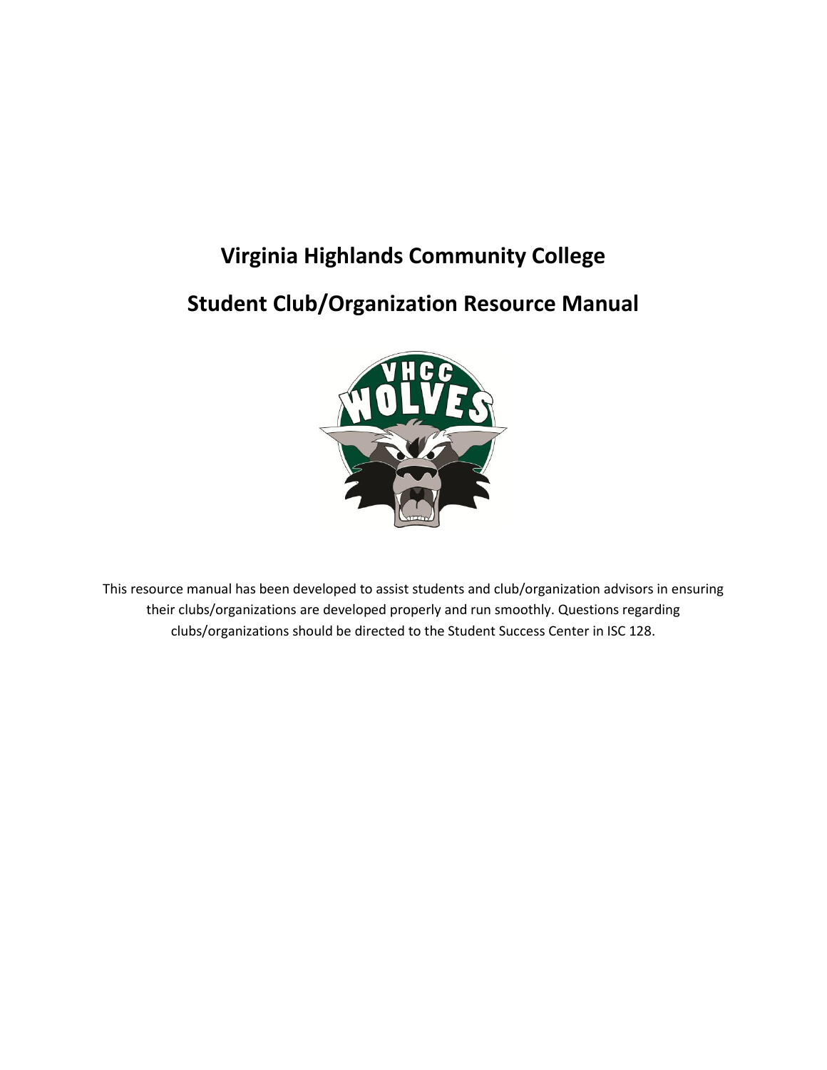# Virginia Highlands Community College

## Student Club/Organization Resource Manual

This resource manual has been developed to assist students and club/organization advisors in ensuring their clubs/organizations are developed properly and run smoothly. Questions regarding clubs/organizations should be directed to the Student Success Center in ISC 128.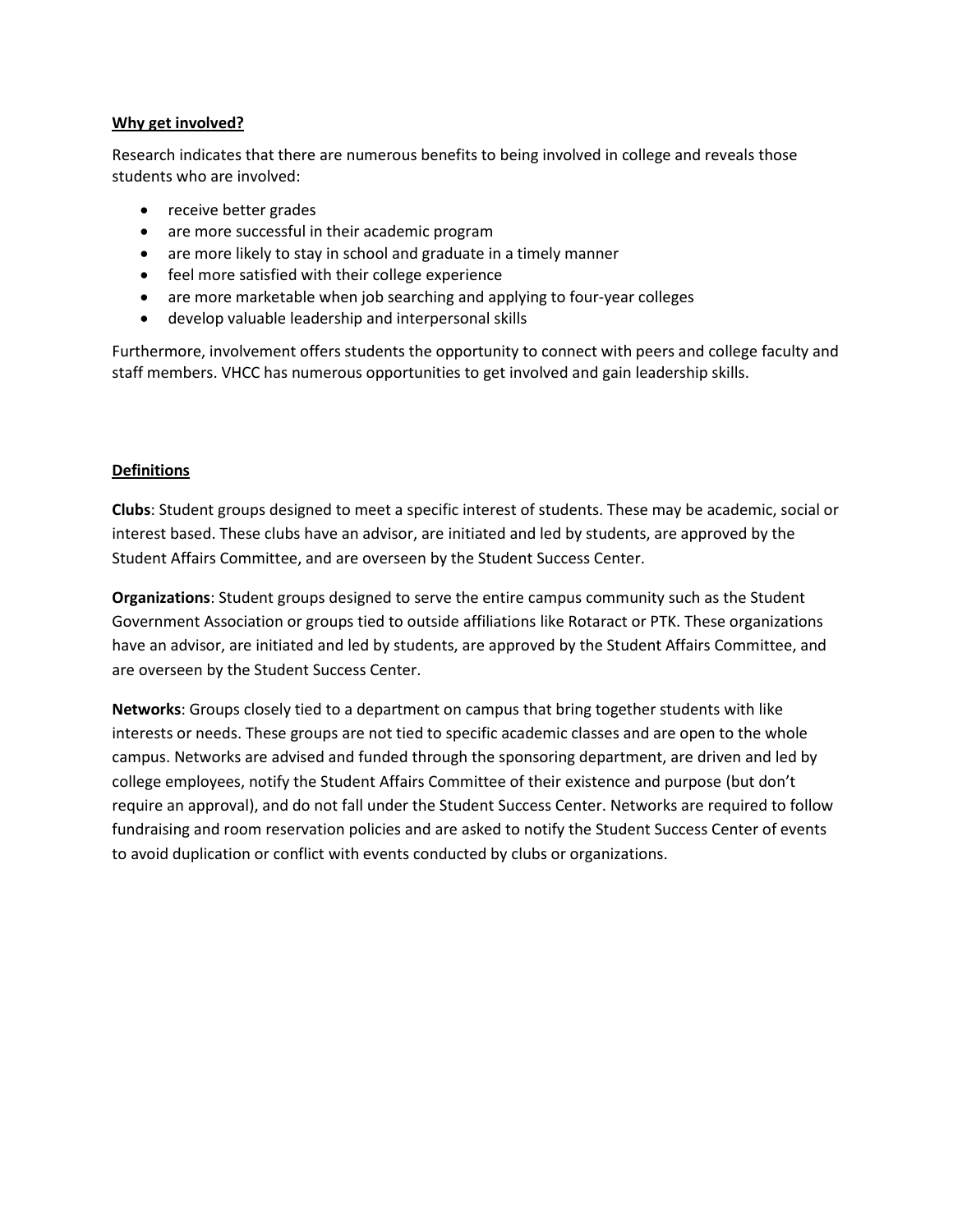## Why get involved?

Research indicates that there are numerous benefits to being involved in college and reveals those students who are involved:

- receive better grades
- are more successful in their academic program
- are more likely to stay in school and graduate in a timely manner
- feel more satisfied with their college experience
- are more marketable when job searching and applying to four-year colleges
- develop valuable leadership and interpersonal skills

Furthermore, involvement offers students the opportunity to connect with peers and college faculty and staff members. VHCC has numerous opportunities to get involved and gain leadership skills.

## Definitions

**Clubs**: Student groups designed to meet a specific interest of students. These may be academic, social or interest based. These clubs have an advisor, are initiated and led by students, are approved by the Student Affairs Committee, and are overseen by the Student Success Center.

**Organizations**: Student groups designed to serve the entire campus community such as the Student Government Association or groups tied to outside affiliations like Rotaract or PTK. These organizations have an advisor, are initiated and led by students, are approved by the Student Affairs Committee, and are overseen by the Student Success Center.

**Networks**: Groups closely tied to a department on campus that bring together students with like interests or needs. These groups are not tied to specific academic classes and are open to the whole campus. Networks are advised and funded through the sponsoring department, are driven and led by college employees, notify the Student Affairs Committee of their existence and purpose (but don't require an approval), and do not fall under the Student Success Center. Networks are required to follow fundraising and room reservation policies and are asked to notify the Student Success Center of events to avoid duplication or conflict with events conducted by clubs or organizations.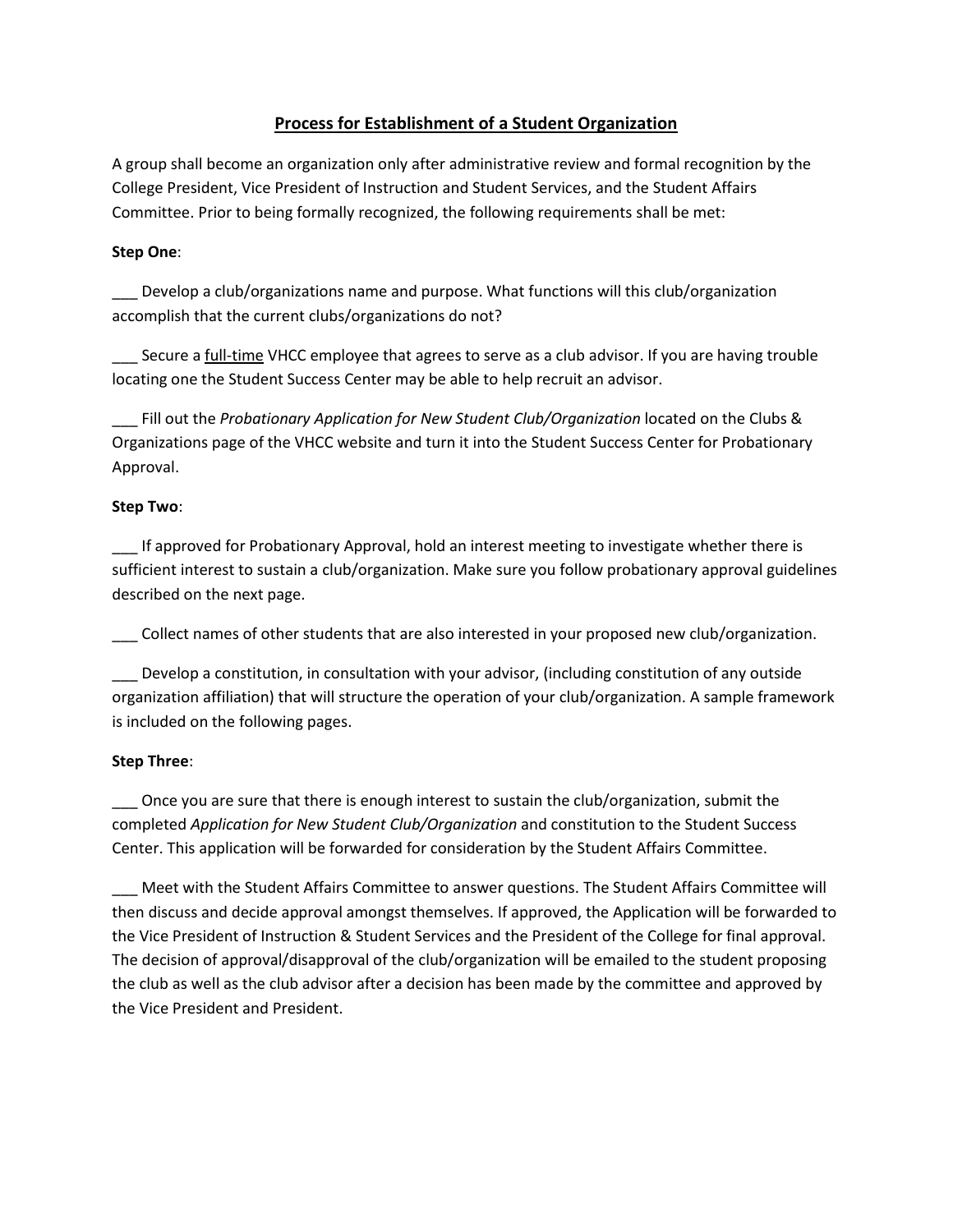# Process for Establishment of a Student Organization

A group shall become an organization only after administrative review and formal recognition by the College President, Vice President of Instruction and Student Services, and the Student Affairs Committee. Prior to being formally recognized, the following requirements shall be met:

**Step One**:

___ Develop a club/organizations name and purpose. What functions will this club/organization accomplish that the current clubs/organizations do not?

___ Secure a full-time VHCC employee that agrees to serve as a club advisor. If you are having trouble locating one the Student Success Center may be able to help recruit an advisor.

___ Fill out the *Probationary Application for New Student Club/Organization* located on the Clubs & Organizations page of the VHCC website and turn it into the Student Success Center for Probationary Approval.

**Step Two**:

___ If approved for Probationary Approval, hold an interest meeting to investigate whether there is sufficient interest to sustain a club/organization. Make sure you follow probationary approval guidelines described on the next page.

___ Collect names of other students that are also interested in your proposed new club/organization.

___ Develop a constitution, in consultation with your advisor, (including constitution of any outside organization affiliation) that will structure the operation of your club/organization. A sample framework is included on the following pages.

**Step Three**:

___ Once you are sure that there is enough interest to sustain the club/organization, submit the completed *Application for New Student Club/Organization* and constitution to the Student Success Center. This application will be forwarded for consideration by the Student Affairs Committee.

___ Meet with the Student Affairs Committee to answer questions. The Student Affairs Committee will then discuss and decide approval amongst themselves. If approved, the Application will be forwarded to the Vice President of Instruction & Student Services and the President of the College for final approval. The decision of approval/disapproval of the club/organization will be emailed to the student proposing the club as well as the club advisor after a decision has been made by the committee and approved by the Vice President and President.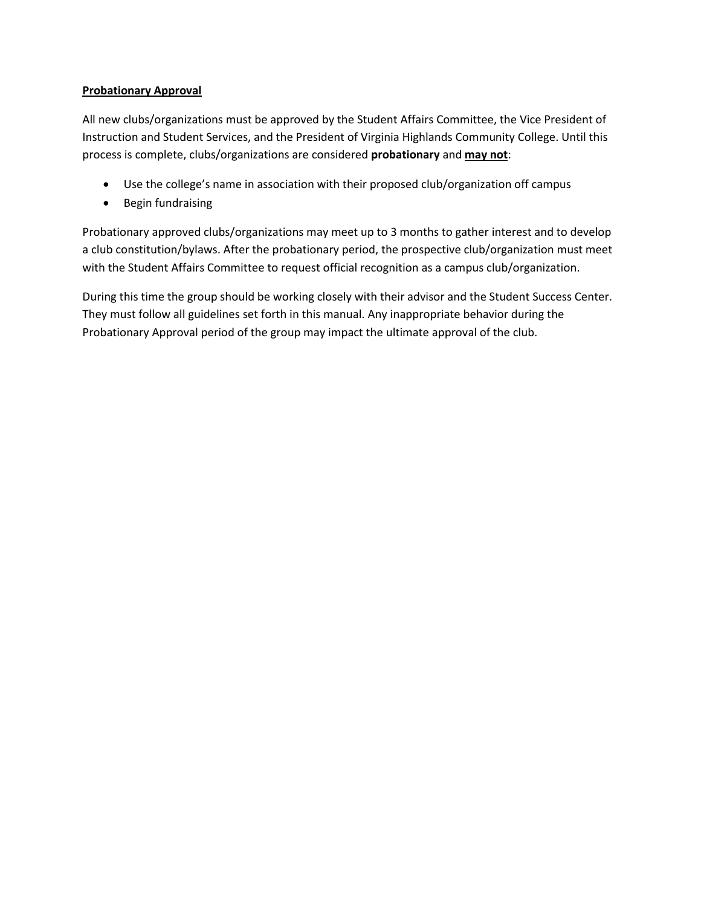## Probationary Approval

All new clubs/organizations must be approved by the Student Affairs Committee, the Vice President of Instruction and Student Services, and the President of Virginia Highlands Community College. Until this process is complete, clubs/organizations are considered **probationary** and **<u>may not</u>**:

- Use the college's name in association with their proposed club/organization off campus
- Begin fundraising

Probationary approved clubs/organizations may meet up to 3 months to gather interest and to develop a club constitution/bylaws. After the probationary period, the prospective club/organization must meet with the Student Affairs Committee to request official recognition as a campus club/organization.

During this time the group should be working closely with their advisor and the Student Success Center. They must follow all guidelines set forth in this manual. Any inappropriate behavior during the Probationary Approval period of the group may impact the ultimate approval of the club.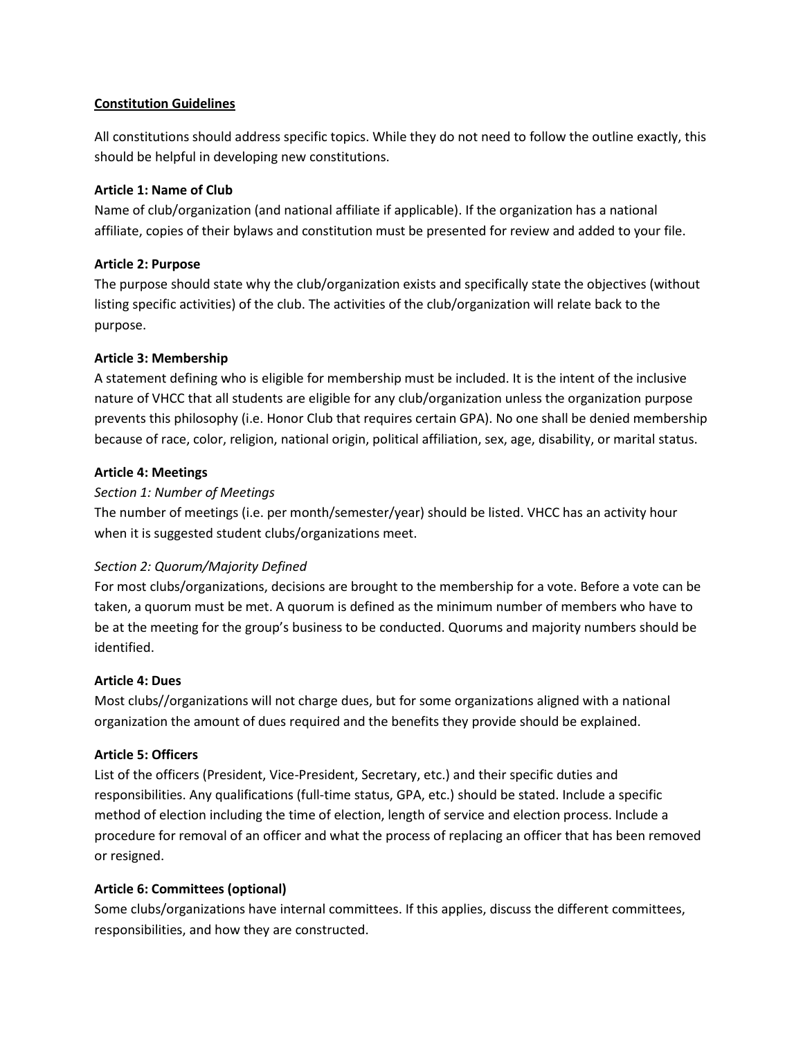**Constitution Guidelines**

All constitutions should address specific topics. While they do not need to follow the outline exactly, this should be helpful in developing new constitutions.

**Article 1: Name of Club**

Name of club/organization (and national affiliate if applicable). If the organization has a national affiliate, copies of their bylaws and constitution must be presented for review and added to your file.

**Article 2: Purpose**

The purpose should state why the club/organization exists and specifically state the objectives (without listing specific activities) of the club. The activities of the club/organization will relate back to the purpose.

**Article 3: Membership**

A statement defining who is eligible for membership must be included. It is the intent of the inclusive nature of VHCC that all students are eligible for any club/organization unless the organization purpose prevents this philosophy (i.e. Honor Club that requires certain GPA). No one shall be denied membership because of race, color, religion, national origin, political affiliation, sex, age, disability, or marital status.

**Article 4: Meetings**

*Section 1: Number of Meetings*

The number of meetings (i.e. per month/semester/year) should be listed. VHCC has an activity hour when it is suggested student clubs/organizations meet.

*Section 2: Quorum/Majority Defined*

For most clubs/organizations, decisions are brought to the membership for a vote. Before a vote can be taken, a quorum must be met. A quorum is defined as the minimum number of members who have to be at the meeting for the group's business to be conducted. Quorums and majority numbers should be identified.

**Article 4: Dues**

Most clubs//organizations will not charge dues, but for some organizations aligned with a national organization the amount of dues required and the benefits they provide should be explained.

**Article 5: Officers**

List of the officers (President, Vice-President, Secretary, etc.) and their specific duties and responsibilities. Any qualifications (full-time status, GPA, etc.) should be stated. Include a specific method of election including the time of election, length of service and election process. Include a procedure for removal of an officer and what the process of replacing an officer that has been removed or resigned.

**Article 6: Committees (optional)**

Some clubs/organizations have internal committees. If this applies, discuss the different committees, responsibilities, and how they are constructed.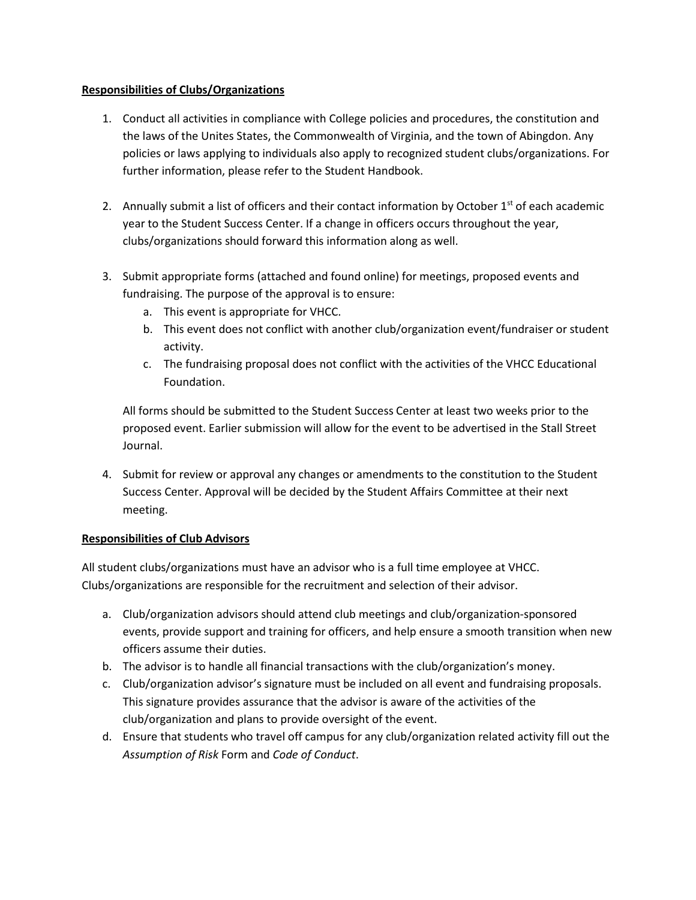**Responsibilities of Clubs/Organizations**

1. Conduct all activities in compliance with College policies and procedures, the constitution and the laws of the Unites States, the Commonwealth of Virginia, and the town of Abingdon. Any policies or laws applying to individuals also apply to recognized student clubs/organizations. For further information, please refer to the Student Handbook.

2. Annually submit a list of officers and their contact information by October 1st of each academic year to the Student Success Center. If a change in officers occurs throughout the year, clubs/organizations should forward this information along as well.

3. Submit appropriate forms (attached and found online) for meetings, proposed events and fundraising. The purpose of the approval is to ensure:
   a. This event is appropriate for VHCC.
   b. This event does not conflict with another club/organization event/fundraiser or student activity.
   c. The fundraising proposal does not conflict with the activities of the VHCC Educational Foundation.

   All forms should be submitted to the Student Success Center at least two weeks prior to the proposed event. Earlier submission will allow for the event to be advertised in the Stall Street Journal.

4. Submit for review or approval any changes or amendments to the constitution to the Student Success Center. Approval will be decided by the Student Affairs Committee at their next meeting.

**Responsibilities of Club Advisors**

All student clubs/organizations must have an advisor who is a full time employee at VHCC. Clubs/organizations are responsible for the recruitment and selection of their advisor.

a. Club/organization advisors should attend club meetings and club/organization-sponsored events, provide support and training for officers, and help ensure a smooth transition when new officers assume their duties.
b. The advisor is to handle all financial transactions with the club/organization's money.
c. Club/organization advisor's signature must be included on all event and fundraising proposals. This signature provides assurance that the advisor is aware of the activities of the club/organization and plans to provide oversight of the event.
d. Ensure that students who travel off campus for any club/organization related activity fill out the *Assumption of Risk* Form and *Code of Conduct*.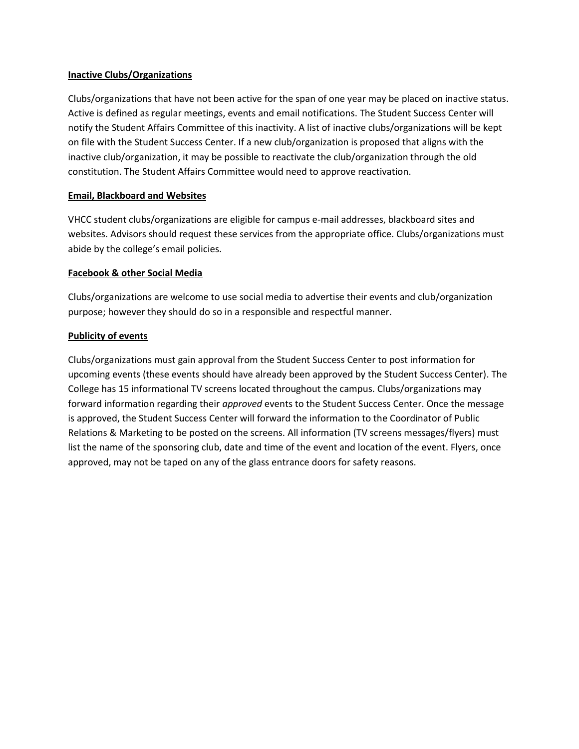**Inactive Clubs/Organizations**

Clubs/organizations that have not been active for the span of one year may be placed on inactive status. Active is defined as regular meetings, events and email notifications. The Student Success Center will notify the Student Affairs Committee of this inactivity. A list of inactive clubs/organizations will be kept on file with the Student Success Center. If a new club/organization is proposed that aligns with the inactive club/organization, it may be possible to reactivate the club/organization through the old constitution. The Student Affairs Committee would need to approve reactivation.

**Email, Blackboard and Websites**

VHCC student clubs/organizations are eligible for campus e-mail addresses, blackboard sites and websites. Advisors should request these services from the appropriate office. Clubs/organizations must abide by the college's email policies.

**Facebook & other Social Media**

Clubs/organizations are welcome to use social media to advertise their events and club/organization purpose; however they should do so in a responsible and respectful manner.

**Publicity of events**

Clubs/organizations must gain approval from the Student Success Center to post information for upcoming events (these events should have already been approved by the Student Success Center). The College has 15 informational TV screens located throughout the campus. Clubs/organizations may forward information regarding their *approved* events to the Student Success Center. Once the message is approved, the Student Success Center will forward the information to the Coordinator of Public Relations & Marketing to be posted on the screens. All information (TV screens messages/flyers) must list the name of the sponsoring club, date and time of the event and location of the event. Flyers, once approved, may not be taped on any of the glass entrance doors for safety reasons.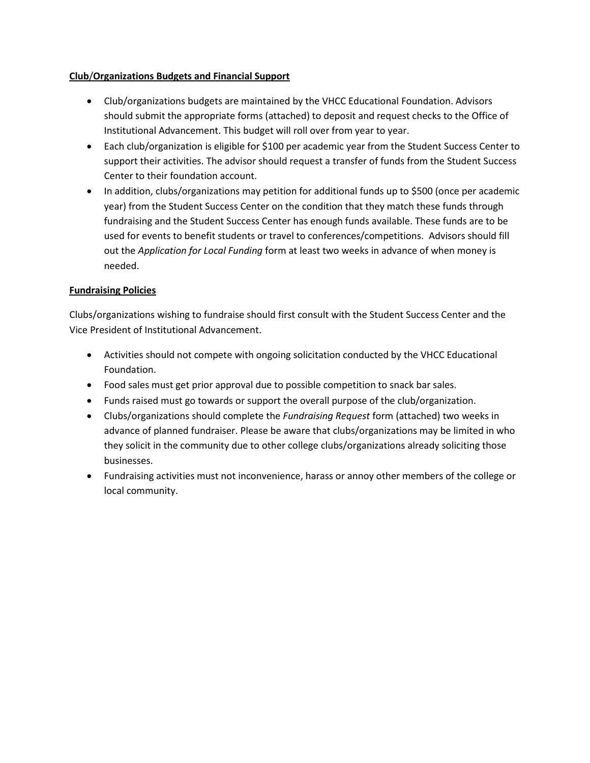**Club/Organizations Budgets and Financial Support**

- Club/organizations budgets are maintained by the VHCC Educational Foundation. Advisors should submit the appropriate forms (attached) to deposit and request checks to the Office of Institutional Advancement. This budget will roll over from year to year.
- Each club/organization is eligible for $100 per academic year from the Student Success Center to support their activities. The advisor should request a transfer of funds from the Student Success Center to their foundation account.
- In addition, clubs/organizations may petition for additional funds up to $500 (once per academic year) from the Student Success Center on the condition that they match these funds through fundraising and the Student Success Center has enough funds available. These funds are to be used for events to benefit students or travel to conferences/competitions. Advisors should fill out the *Application for Local Funding* form at least two weeks in advance of when money is needed.

**Fundraising Policies**

Clubs/organizations wishing to fundraise should first consult with the Student Success Center and the Vice President of Institutional Advancement.

- Activities should not compete with ongoing solicitation conducted by the VHCC Educational Foundation.
- Food sales must get prior approval due to possible competition to snack bar sales.
- Funds raised must go towards or support the overall purpose of the club/organization.
- Clubs/organizations should complete the *Fundraising Request* form (attached) two weeks in advance of planned fundraiser. Please be aware that clubs/organizations may be limited in who they solicit in the community due to other college clubs/organizations already soliciting those businesses.
- Fundraising activities must not inconvenience, harass or annoy other members of the college or local community.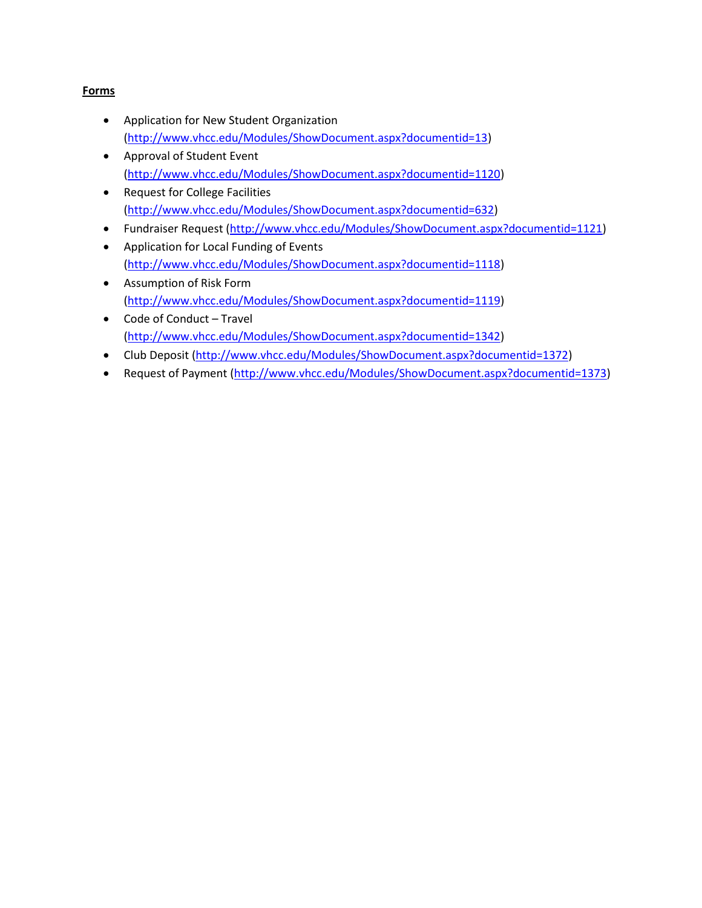**Forms**

- Application for New Student Organization (http://www.vhcc.edu/Modules/ShowDocument.aspx?documentid=13)
- Approval of Student Event (http://www.vhcc.edu/Modules/ShowDocument.aspx?documentid=1120)
- Request for College Facilities (http://www.vhcc.edu/Modules/ShowDocument.aspx?documentid=632)
- Fundraiser Request (http://www.vhcc.edu/Modules/ShowDocument.aspx?documentid=1121)
- Application for Local Funding of Events (http://www.vhcc.edu/Modules/ShowDocument.aspx?documentid=1118)
- Assumption of Risk Form (http://www.vhcc.edu/Modules/ShowDocument.aspx?documentid=1119)
- Code of Conduct – Travel (http://www.vhcc.edu/Modules/ShowDocument.aspx?documentid=1342)
- Club Deposit (http://www.vhcc.edu/Modules/ShowDocument.aspx?documentid=1372)
- Request of Payment (http://www.vhcc.edu/Modules/ShowDocument.aspx?documentid=1373)